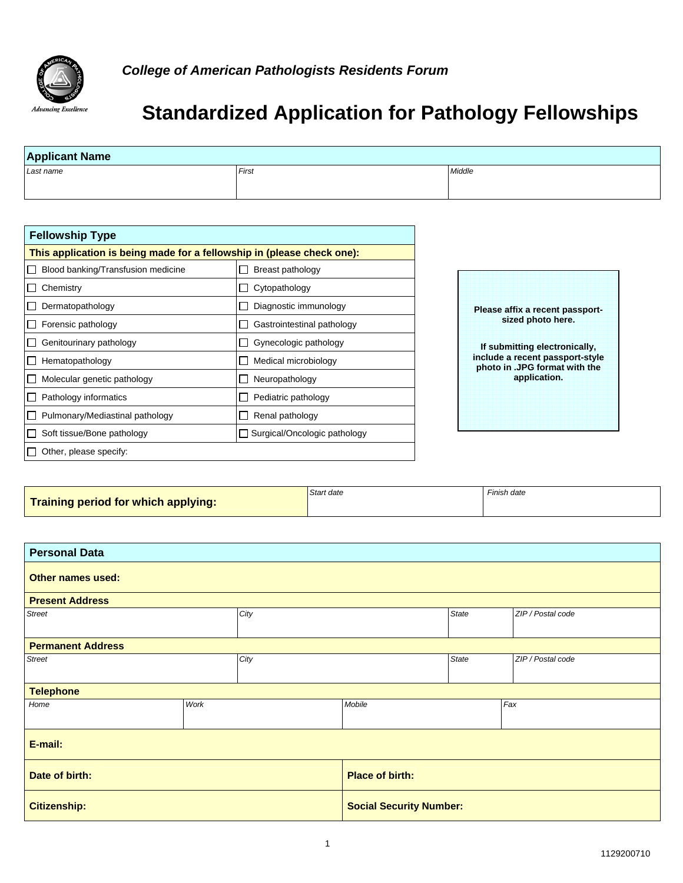*College of American Pathologists Residents Forum*

# Standardized Application for Pathology Fellowships

| **Applicant Name** | | |
|---|---|---|
| *Last name* | *First* | *Middle* |

| **Fellowship Type** | |
|---|---|
| **This application is being made for a fellowship in (please check one):** | |
| ☐ Blood banking/Transfusion medicine | ☐ Breast pathology |
| ☐ Chemistry | ☐ Cytopathology |
| ☐ Dermatopathology | ☐ Diagnostic immunology |
| ☐ Forensic pathology | ☐ Gastrointestinal pathology |
| ☐ Genitourinary pathology | ☐ Gynecologic pathology |
| ☐ Hematopathology | ☐ Medical microbiology |
| ☐ Molecular genetic pathology | ☐ Neuropathology |
| ☐ Pathology informatics | ☐ Pediatric pathology |
| ☐ Pulmonary/Mediastinal pathology | ☐ Renal pathology |
| ☐ Soft tissue/Bone pathology | ☐ Surgical/Oncologic pathology |
| ☐ Other, please specify: | |

**Please affix a recent passport-sized photo here.**

**If submitting electronically, include a recent passport-style photo in .JPG format with the application.**

| **Training period for which applying:** | *Start date* | *Finish date* |
|---|---|---|

| **Personal Data** | | | |
|---|---|---|---|
| **Other names used:** | | | |
| **Present Address** | | | |
| *Street* | *City* | *State* | *ZIP / Postal code* |
| **Permanent Address** | | | |
| *Street* | *City* | *State* | *ZIP / Postal code* |
| **Telephone** | | | |
| *Home* | *Work* | *Mobile* | *Fax* |
| **E-mail:** | | | |
| **Date of birth:** | | **Place of birth:** | |
| **Citizenship:** | | **Social Security Number:** | |

1129200710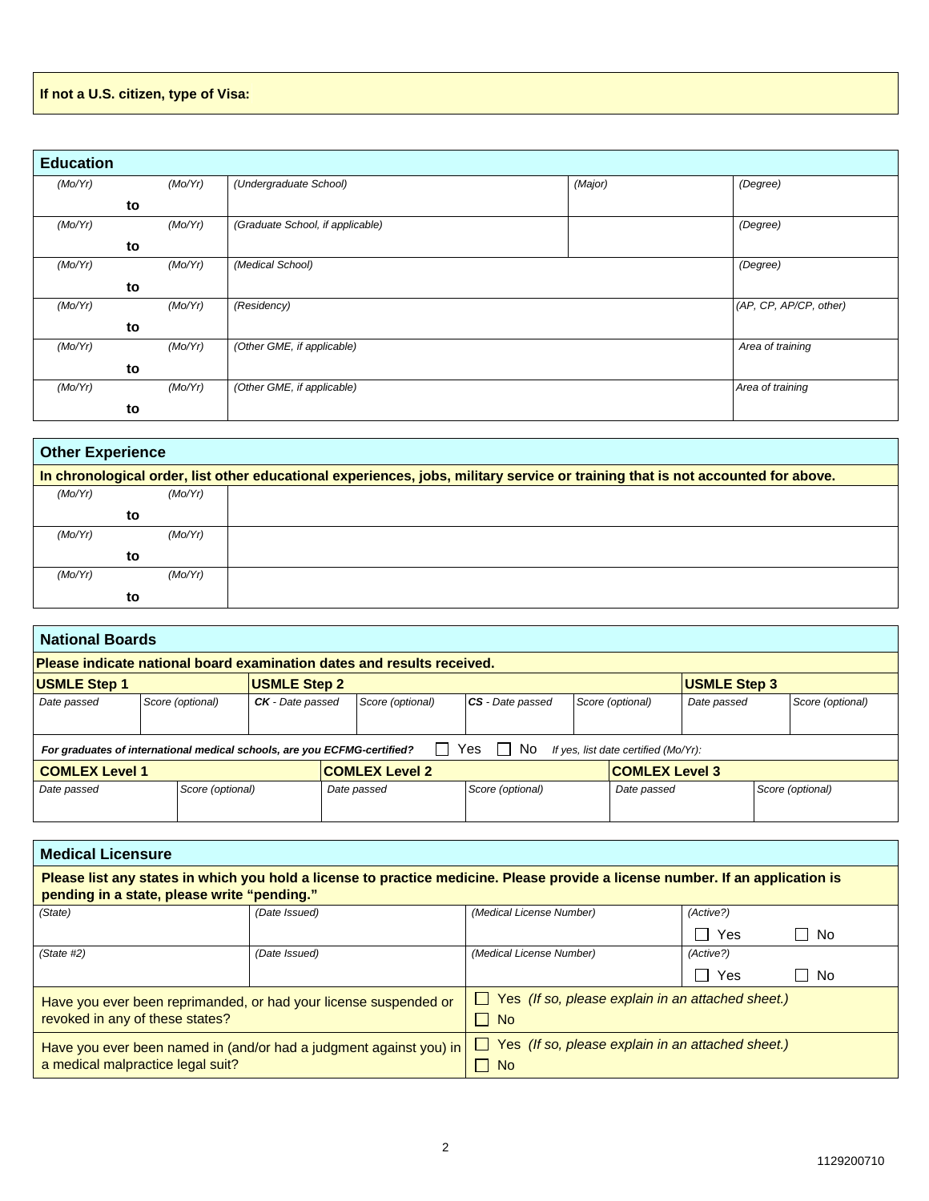**If not a U.S. citizen, type of Visa:**

## Education

| (Mo/Yr) | | (Mo/Yr) | | | |
|---|---|---|---|---|---|
| | to | | (Undergraduate School) | (Major) | (Degree) |
| (Mo/Yr) | to | (Mo/Yr) | (Graduate School, if applicable) | | (Degree) |
| (Mo/Yr) | to | (Mo/Yr) | (Medical School) | | (Degree) |
| (Mo/Yr) | to | (Mo/Yr) | (Residency) | | (AP, CP, AP/CP, other) |
| (Mo/Yr) | to | (Mo/Yr) | (Other GME, if applicable) | | Area of training |
| (Mo/Yr) | to | (Mo/Yr) | (Other GME, if applicable) | | Area of training |

## Other Experience

**In chronological order, list other educational experiences, jobs, military service or training that is not accounted for above.**

| (Mo/Yr) | | (Mo/Yr) | |
|---|---|---|---|
| | to | | |
| (Mo/Yr) | to | (Mo/Yr) | |
| (Mo/Yr) | to | (Mo/Yr) | |

## National Boards

**Please indicate national board examination dates and results received.**

| **USMLE Step 1** | | **USMLE Step 2** | | | | **USMLE Step 3** | |
|---|---|---|---|---|---|---|---|
| Date passed | Score (optional) | **CK** - Date passed | Score (optional) | **CS** - Date passed | Score (optional) | Date passed | Score (optional) |
| | | | | | | | |

***For graduates of international medical schools, are you ECFMG-certified?*** ☐ Yes ☐ No *If yes, list date certified (Mo/Yr):*

| **COMLEX Level 1** | | **COMLEX Level 2** | | **COMLEX Level 3** | |
|---|---|---|---|---|---|
| Date passed | Score (optional) | Date passed | Score (optional) | Date passed | Score (optional) |
| | | | | | |

## Medical Licensure

**Please list any states in which you hold a license to practice medicine. Please provide a license number. If an application is pending in a state, please write "pending."**

| (State) | (Date Issued) | (Medical License Number) | (Active?) |
|---|---|---|---|
| | | | ☐ Yes ☐ No |
| (State #2) | (Date Issued) | (Medical License Number) | (Active?) ☐ Yes ☐ No |

| | |
|---|---|
| Have you ever been reprimanded, or had your license suspended or revoked in any of these states? | ☐ Yes *(If so, please explain in an attached sheet.)* ☐ No |
| Have you ever been named in (and/or had a judgment against you) in a medical malpractice legal suit? | ☐ Yes *(If so, please explain in an attached sheet.)* ☐ No |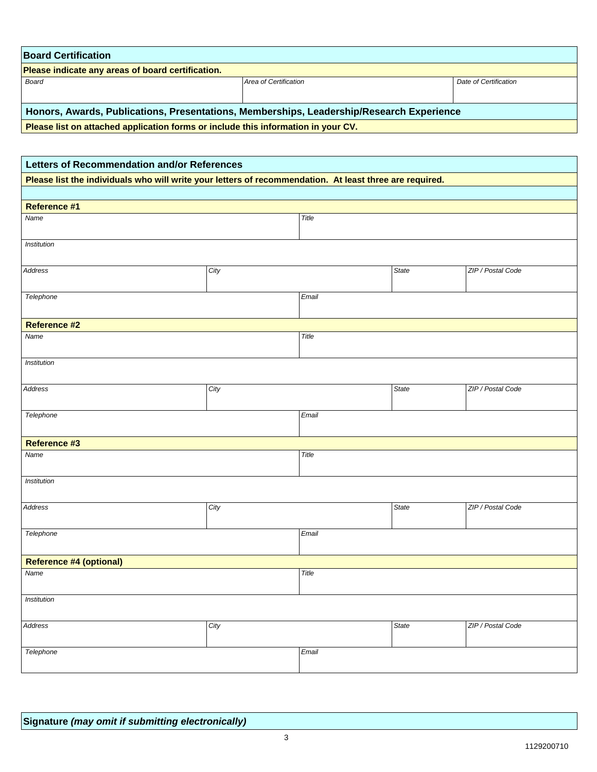## Board Certification

**Please indicate any areas of board certification.**

| Board | Area of Certification | Date of Certification |
|---|---|---|
| | | |

## Honors, Awards, Publications, Presentations, Memberships, Leadership/Research Experience

**Please list on attached application forms or include this information in your CV.**

## Letters of Recommendation and/or References

**Please list the individuals who will write your letters of recommendation. At least three are required.**

### Reference #1

| *Name* | | *Title* | |
|---|---|---|---|
| *Institution* | | | |
| *Address* | *City* | *State* | *ZIP / Postal Code* |
| *Telephone* | | *Email* | |

### Reference #2

| *Name* | | *Title* | |
|---|---|---|---|
| *Institution* | | | |
| *Address* | *City* | *State* | *ZIP / Postal Code* |
| *Telephone* | | *Email* | |

### Reference #3

| *Name* | | *Title* | |
|---|---|---|---|
| *Institution* | | | |
| *Address* | *City* | *State* | *ZIP / Postal Code* |
| *Telephone* | | *Email* | |

### Reference #4 (optional)

| *Name* | | *Title* | |
|---|---|---|---|
| *Institution* | | | |
| *Address* | *City* | *State* | *ZIP / Postal Code* |
| *Telephone* | | *Email* | |

## Signature *(may omit if submitting electronically)*

1129200710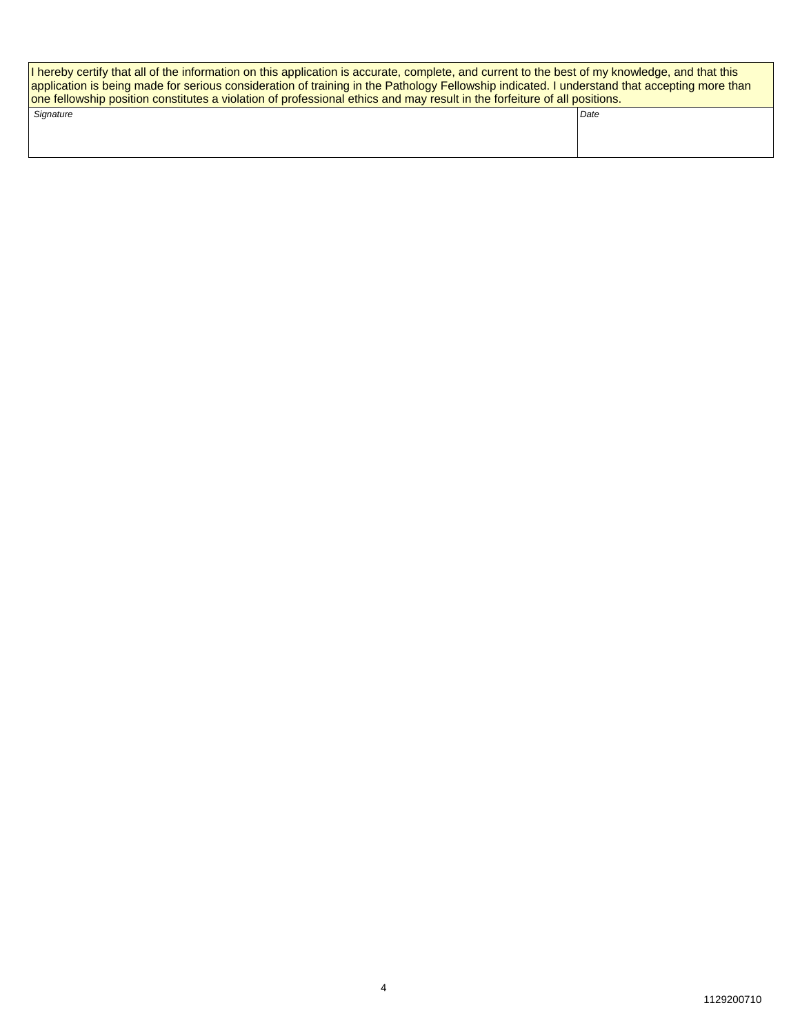I hereby certify that all of the information on this application is accurate, complete, and current to the best of my knowledge, and that this application is being made for serious consideration of training in the Pathology Fellowship indicated. I understand that accepting more than one fellowship position constitutes a violation of professional ethics and may result in the forfeiture of all positions.

| *Signature* | *Date* |
| --- | --- |
| | |

1129200710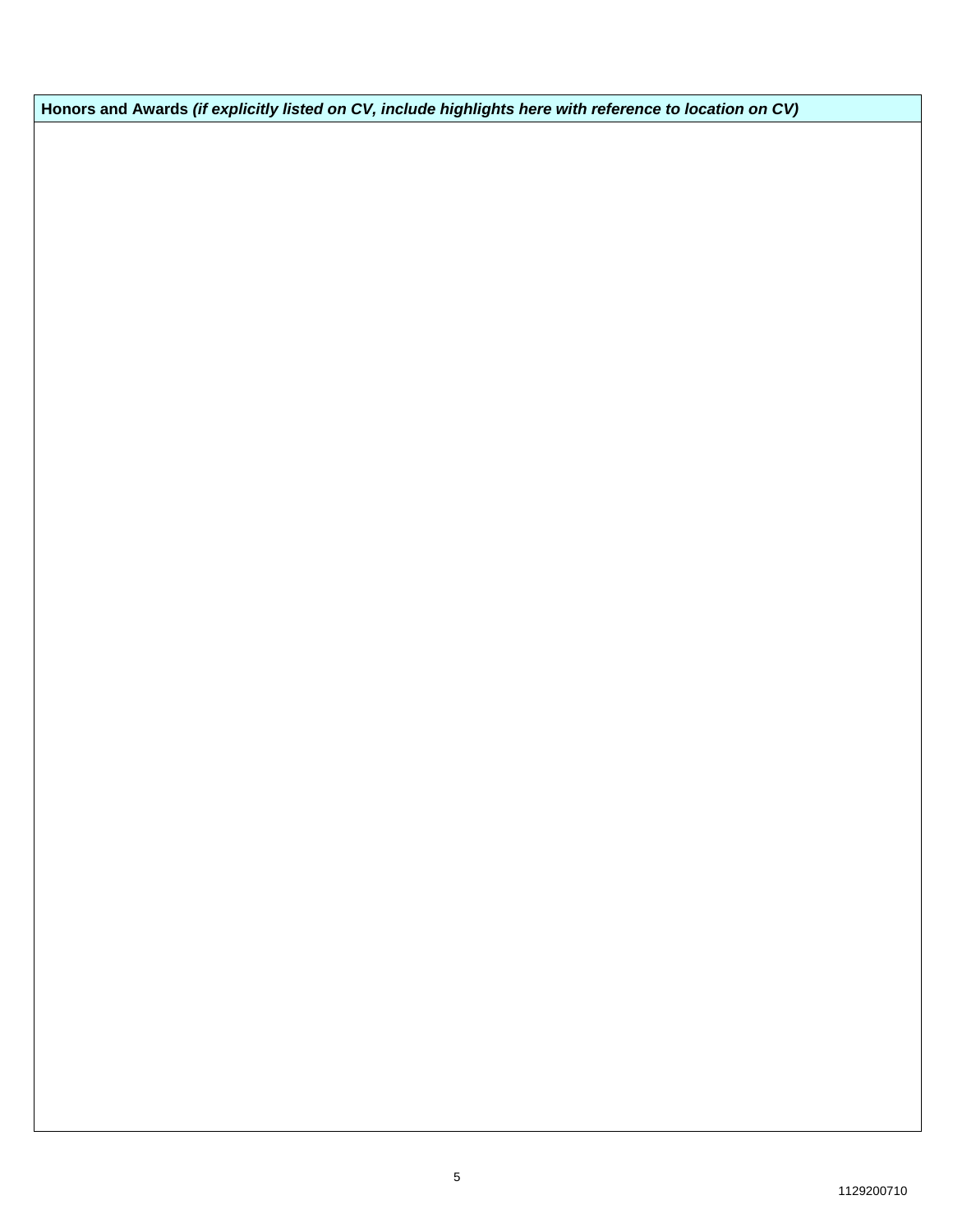| **Honors and Awards** ***(if explicitly listed on CV, include highlights here with reference to location on CV)*** |
| --- |
| |

1129200710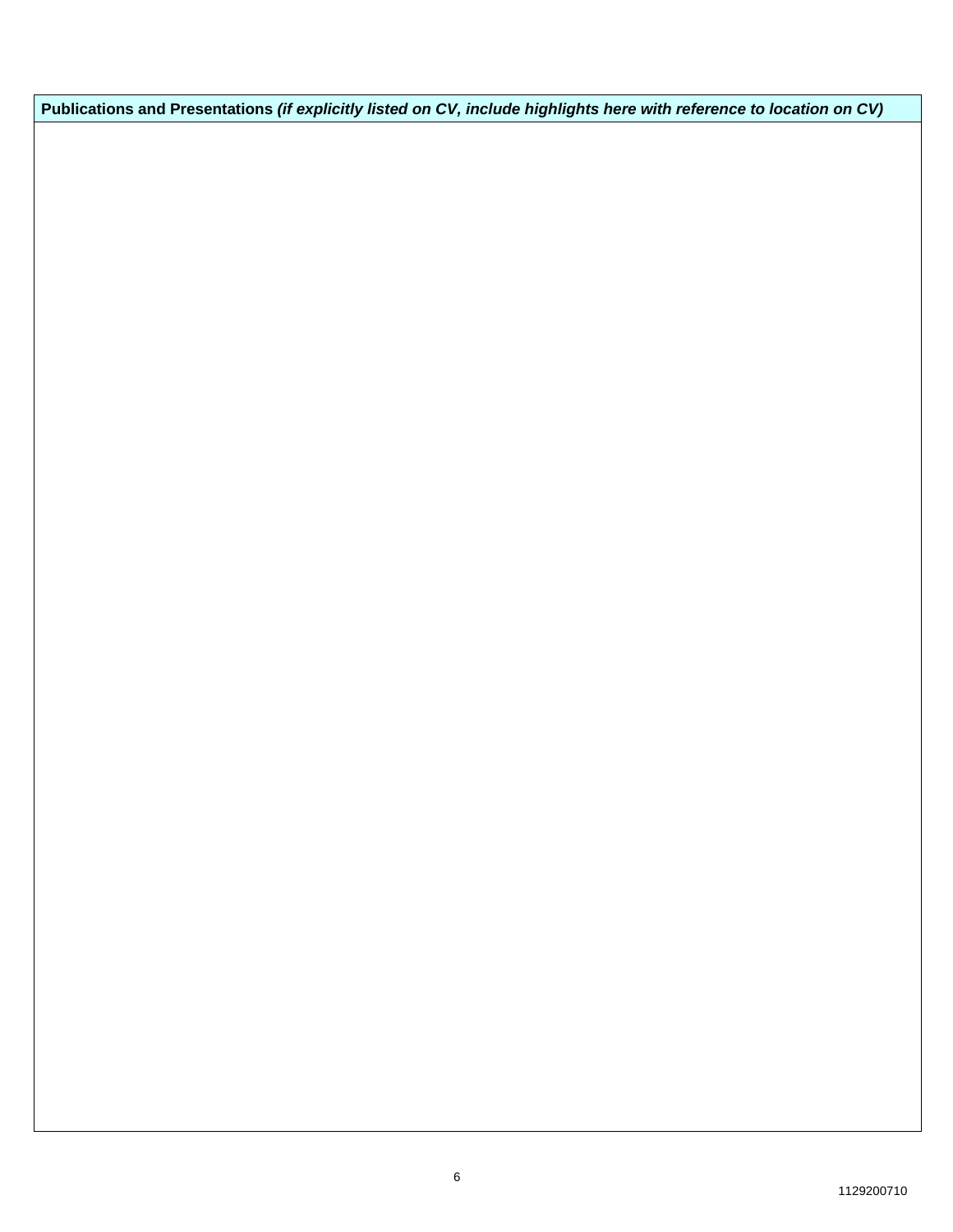**Publications and Presentations** ***(if explicitly listed on CV, include highlights here with reference to location on CV)***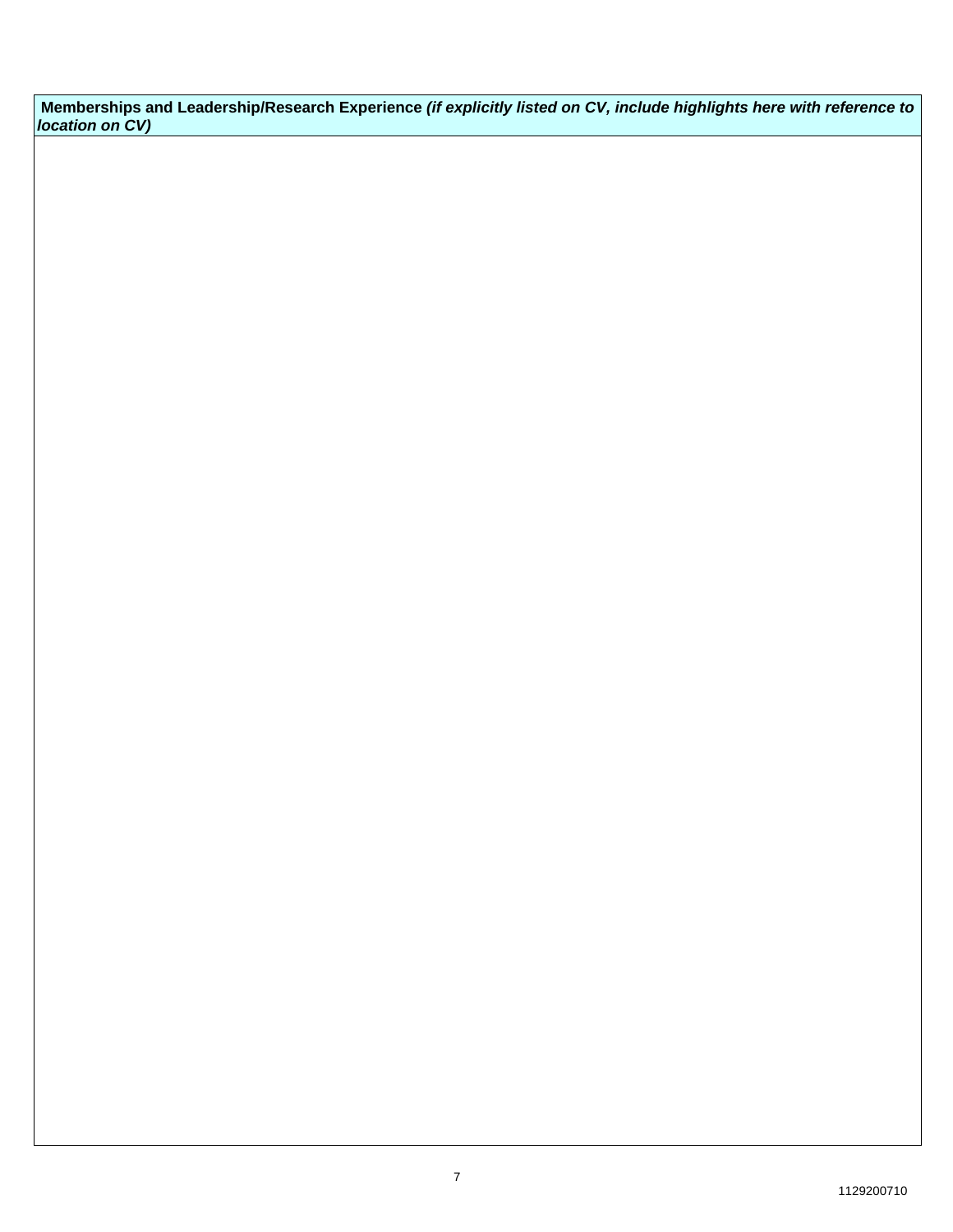| **Memberships and Leadership/Research Experience** ***(if explicitly listed on CV, include highlights here with reference to location on CV)*** |
| --- |
| |

1129200710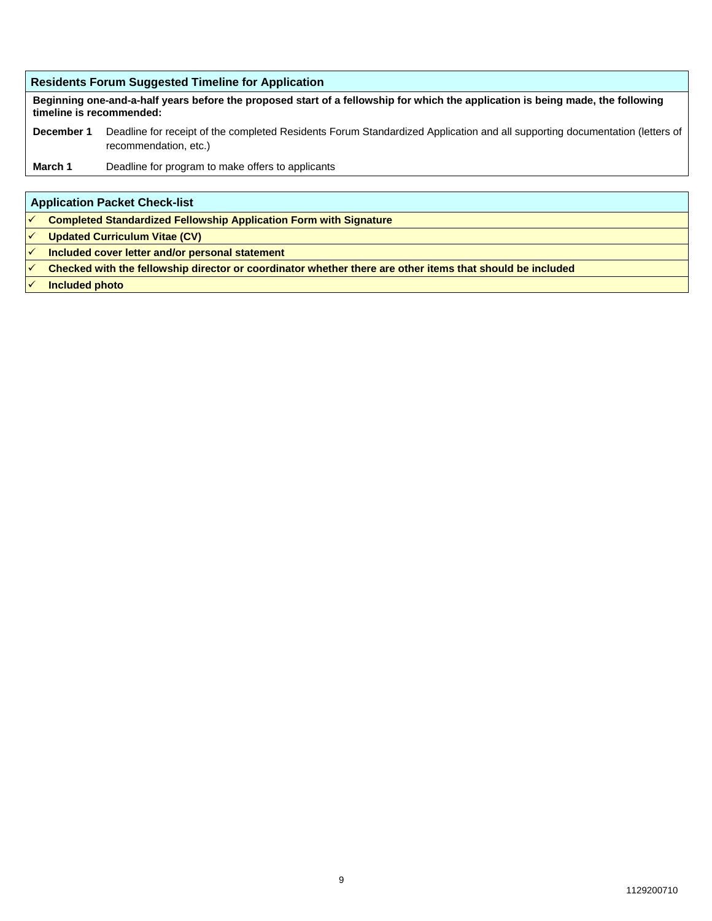## Residents Forum Suggested Timeline for Application

**Beginning one-and-a-half years before the proposed start of a fellowship for which the application is being made, the following timeline is recommended:**

| | |
|---|---|
| **December 1** | Deadline for receipt of the completed Residents Forum Standardized Application and all supporting documentation (letters of recommendation, etc.) |
| **March 1** | Deadline for program to make offers to applicants |

## Application Packet Check-list

- ✓ **Completed Standardized Fellowship Application Form with Signature**
- ✓ **Updated Curriculum Vitae (CV)**
- ✓ **Included cover letter and/or personal statement**
- ✓ **Checked with the fellowship director or coordinator whether there are other items that should be included**
- ✓ **Included photo**

1129200710